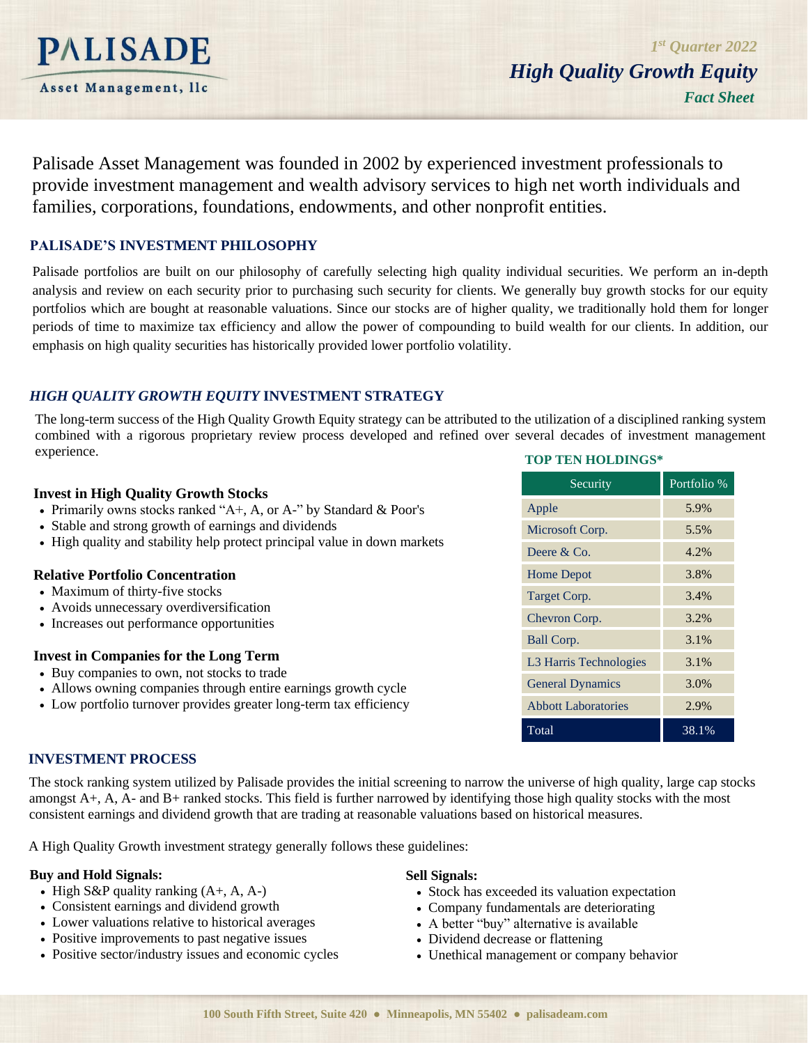# PALISADE

Asset Management, llc

*1st Quarter 2022*

## *High Quality Growth Equity*

*Fact Sheet*

Palisade Asset Management was founded in 2002 by experienced investment professionals to provide investment management and wealth advisory services to high net worth individuals and families, corporations, foundations, endowments, and other nonprofit entities.

### PALISADE'S INVESTMENT PHILOSOPHY

Palisade portfolios are built on our philosophy of carefully selecting high quality individual securities. We perform an in-depth analysis and review on each security prior to purchasing such security for clients. We generally buy growth stocks for our equity portfolios which are bought at reasonable valuations. Since our stocks are of higher quality, we traditionally hold them for longer periods of time to maximize tax efficiency and allow the power of compounding to build wealth for our clients. In addition, our emphasis on high quality securities has historically provided lower portfolio volatility.

### *HIGH QUALITY GROWTH EQUITY* INVESTMENT STRATEGY

The long-term success of the High Quality Growth Equity strategy can be attributed to the utilization of a disciplined ranking system combined with a rigorous proprietary review process developed and refined over several decades of investment management experience.

**Invest in High Quality Growth Stocks**

- Primarily owns stocks ranked "A+, A, or A-" by Standard & Poor's
- Stable and strong growth of earnings and dividends
- High quality and stability help protect principal value in down markets

**Relative Portfolio Concentration**

- Maximum of thirty-five stocks
- Avoids unnecessary overdiversification
- Increases out performance opportunities

**Invest in Companies for the Long Term**

- Buy companies to own, not stocks to trade
- Allows owning companies through entire earnings growth cycle
- Low portfolio turnover provides greater long-term tax efficiency

**TOP TEN HOLDINGS***

| Security | Portfolio % |
|---|---|
| Apple | 5.9% |
| Microsoft Corp. | 5.5% |
| Deere & Co. | 4.2% |
| Home Depot | 3.8% |
| Target Corp. | 3.4% |
| Chevron Corp. | 3.2% |
| Ball Corp. | 3.1% |
| L3 Harris Technologies | 3.1% |
| General Dynamics | 3.0% |
| Abbott Laboratories | 2.9% |
| Total | 38.1% |

### INVESTMENT PROCESS

The stock ranking system utilized by Palisade provides the initial screening to narrow the universe of high quality, large cap stocks amongst A+, A, A- and B+ ranked stocks. This field is further narrowed by identifying those high quality stocks with the most consistent earnings and dividend growth that are trading at reasonable valuations based on historical measures.

A High Quality Growth investment strategy generally follows these guidelines:

**Buy and Hold Signals:**

- High S&P quality ranking (A+, A, A-)
- Consistent earnings and dividend growth
- Lower valuations relative to historical averages
- Positive improvements to past negative issues
- Positive sector/industry issues and economic cycles

**Sell Signals:**

- Stock has exceeded its valuation expectation
- Company fundamentals are deteriorating
- A better "buy" alternative is available
- Dividend decrease or flattening
- Unethical management or company behavior

100 South Fifth Street, Suite 420 • Minneapolis, MN 55402 • palisadeam.com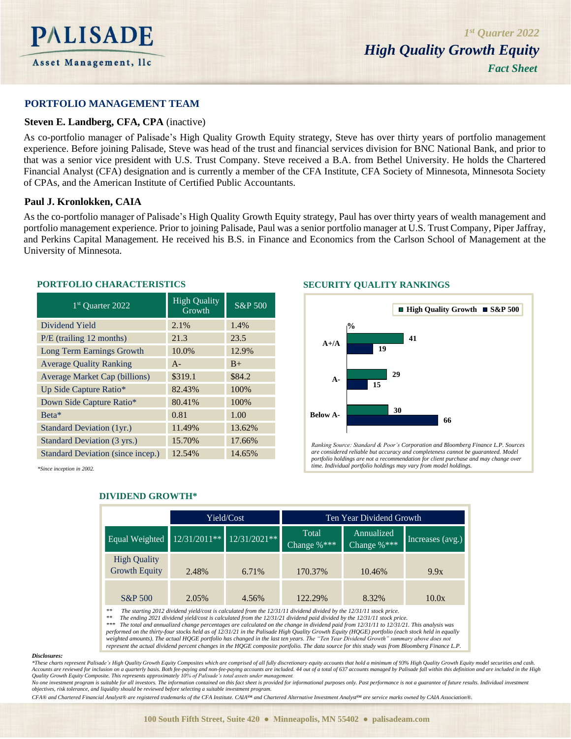# 1st Quarter 2022
# *High Quality Growth Equity*
## *Fact Sheet*

## PORTFOLIO MANAGEMENT TEAM

**Steven E. Landberg, CFA, CPA** (inactive)

As co-portfolio manager of Palisade's High Quality Growth Equity strategy, Steve has over thirty years of portfolio management experience. Before joining Palisade, Steve was head of the trust and financial services division for BNC National Bank, and prior to that was a senior vice president with U.S. Trust Company. Steve received a B.A. from Bethel University. He holds the Chartered Financial Analyst (CFA) designation and is currently a member of the CFA Institute, CFA Society of Minnesota, Minnesota Society of CPAs, and the American Institute of Certified Public Accountants.

**Paul J. Kronlokken, CAIA**

As the co-portfolio manager of Palisade's High Quality Growth Equity strategy, Paul has over thirty years of wealth management and portfolio management experience. Prior to joining Palisade, Paul was a senior portfolio manager at U.S. Trust Company, Piper Jaffray, and Perkins Capital Management. He received his B.S. in Finance and Economics from the Carlson School of Management at the University of Minnesota.

## PORTFOLIO CHARACTERISTICS

| 1st Quarter 2022 | High Quality Growth | S&P 500 |
|---|---|---|
| Dividend Yield | 2.1% | 1.4% |
| P/E (trailing 12 months) | 21.3 | 23.5 |
| Long Term Earnings Growth | 10.0% | 12.9% |
| Average Quality Ranking | A- | B+ |
| Average Market Cap (billions) | $319.1 | $84.2 |
| Up Side Capture Ratio* | 82.43% | 100% |
| Down Side Capture Ratio* | 80.41% | 100% |
| Beta* | 0.81 | 1.00 |
| Standard Deviation (1yr.) | 11.49% | 13.62% |
| Standard Deviation (3 yrs.) | 15.70% | 17.66% |
| Standard Deviation (since incep.) | 12.54% | 14.65% |

*Since inception in 2002.

## SECURITY QUALITY RANKINGS

High Quality Growth
S&P 500
%
A+/A
41
19
A-
29
15
Below A-
30
66

*Ranking Source: Standard & Poor's Corporation and Bloomberg Finance L.P. Sources are considered reliable but accuracy and completeness cannot be guaranteed. Model portfolio holdings are not a recommendation for client purchase and may change over time. Individual portfolio holdings may vary from model holdings.*

## DIVIDEND GROWTH*

| | Yield/Cost | | Ten Year Dividend Growth | | |
|---|---|---|---|---|---|
| Equal Weighted | 12/31/2011** | 12/31/2021** | Total Change %*** | Annualized Change %*** | Increases (avg.) |
| High Quality Growth Equity | 2.48% | 6.71% | 170.37% | 10.46% | 9.9x |
| S&P 500 | 2.05% | 4.56% | 122.29% | 8.32% | 10.0x |

*\*\* The starting 2012 dividend yield/cost is calculated from the 12/31/11 dividend divided by the 12/31/11 stock price.*
*\*\* The ending 2021 dividend yield/cost is calculated from the 12/31/21 dividend paid divided by the 12/31/11 stock price.*
*\*\*\* The total and annualized change percentages are calculated on the change in dividend paid from 12/31/11 to 12/31/21. This analysis was performed on the thirty-four stocks held as of 12/31/21 in the Palisade High Quality Growth Equity (HQGE) portfolio (each stock held in equally weighted amounts). The actual HQGE portfolio has changed in the last ten years. The "Ten Year Dividend Growth" summary above does not represent the actual dividend percent changes in the HQGE composite portfolio. The data source for this study was from Bloomberg Finance L.P.*

***Disclosures:***

*\*These charts represent Palisade's High Quality Growth Equity Composites which are comprised of all fully discretionary equity accounts that hold a minimum of 93% High Quality Growth Equity model securities and cash. Accounts are reviewed for inclusion on a quarterly basis. Both fee-paying and non-fee-paying accounts are included. 44 out of a total of 637 accounts managed by Palisade fall within this definition and are included in the High Quality Growth Equity Composite. This represents approximately 10% of Palisade's total assets under management.*

*No one investment program is suitable for all investors. The information contained on this fact sheet is provided for informational purposes only. Past performance is not a guarantee of future results. Individual investment objectives, risk tolerance, and liquidity should be reviewed before selecting a suitable investment program.*

*CFA® and Chartered Financial Analyst® are registered trademarks of the CFA Institute. CAIA℠ and Chartered Alternative Investment Analyst℠ are service marks owned by CAIA Association®.*

100 South Fifth Street, Suite 420 • Minneapolis, MN 55402 • palisadeam.com